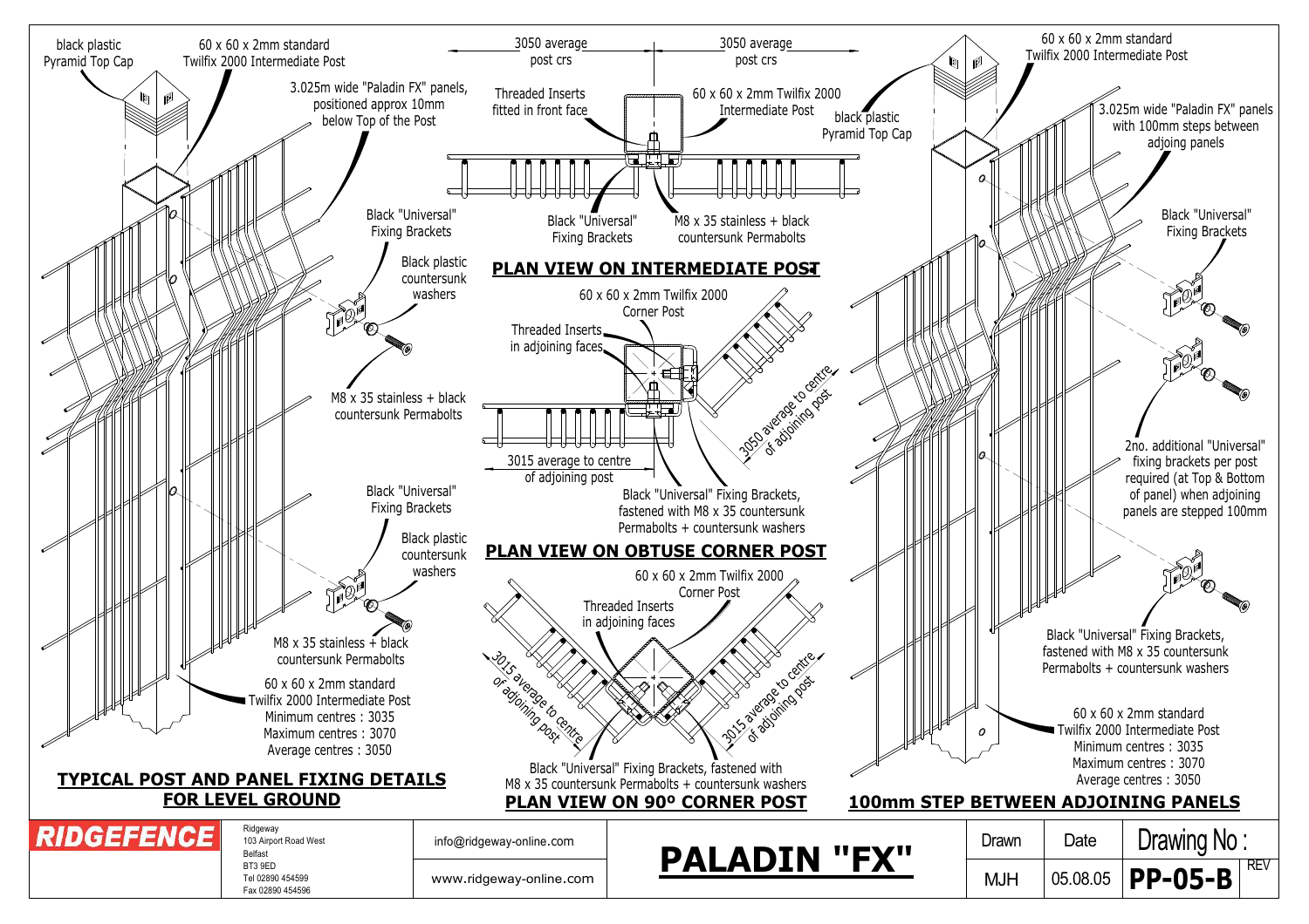## TYPICAL POST AND PANEL FIXING DETAILS FOR LEVEL GROUND

- black plastic Pyramid Top Cap
- 60 x 60 x 2mm standard Twilfix 2000 Intermediate Post
- 3.025m wide "Paladin FX" panels, positioned approx 10mm below Top of the Post
- Black "Universal" Fixing Brackets
- Black plastic countersunk washers
- M8 x 35 stainless + black countersunk Permabolts
- Black "Universal" Fixing Brackets
- Black plastic countersunk washers
- M8 x 35 stainless + black countersunk Permabolts
- 60 x 60 x 2mm standard Twilfix 2000 Intermediate Post
  - Minimum centres : 3035
  - Maximum centres : 3070
  - Average centres : 3050

## PLAN VIEW ON INTERMEDIATE POST

- 3050 average post crs
- 3050 average post crs
- Threaded Inserts fitted in front face
- 60 x 60 x 2mm Twilfix 2000 Intermediate Post
- Black "Universal" Fixing Brackets
- M8 x 35 stainless + black countersunk Permabolts

## PLAN VIEW ON OBTUSE CORNER POST

- 60 x 60 x 2mm Twilfix 2000 Corner Post
- Threaded Inserts in adjoining faces
- 3050 average to centre of adjoining post
- 3015 average to centre of adjoining post
- Black "Universal" Fixing Brackets, fastened with M8 x 35 countersunk Permabolts + countersunk washers

## PLAN VIEW ON 90º CORNER POST

- 60 x 60 x 2mm Twilfix 2000 Corner Post
- Threaded Inserts in adjoining faces
- 3015 average to centre of adjoining post
- 3015 average to centre of adjoining post
- Black "Universal" Fixing Brackets, fastened with M8 x 35 countersunk Permabolts + countersunk washers

## 100mm STEP BETWEEN ADJOINING PANELS

- black plastic Pyramid Top Cap
- 60 x 60 x 2mm standard Twilfix 2000 Intermediate Post
- 3.025m wide "Paladin FX" panels with 100mm steps between adjoining panels
- Black "Universal" Fixing Brackets
- 2no. additional "Universal" fixing brackets per post required (at Top & Bottom of panel) when adjoining panels are stepped 100mm
- Black "Universal" Fixing Brackets, fastened with M8 x 35 countersunk Permabolts + countersunk washers
- 60 x 60 x 2mm standard Twilfix 2000 Intermediate Post
  - Minimum centres : 3035
  - Maximum centres : 3070
  - Average centres : 3050

---

**RIDGEFENCE**

Ridgeway
103 Airport Road West
Belfast
BT3 9ED
Tel 02890 454599
Fax 02890 454596

info@ridgeway-online.com
www.ridgeway-online.com

# PALADIN "FX"

| Drawn | Date | Drawing No : | REV |
|---|---|---|---|
| MJH | 05.08.05 | PP-05-B | |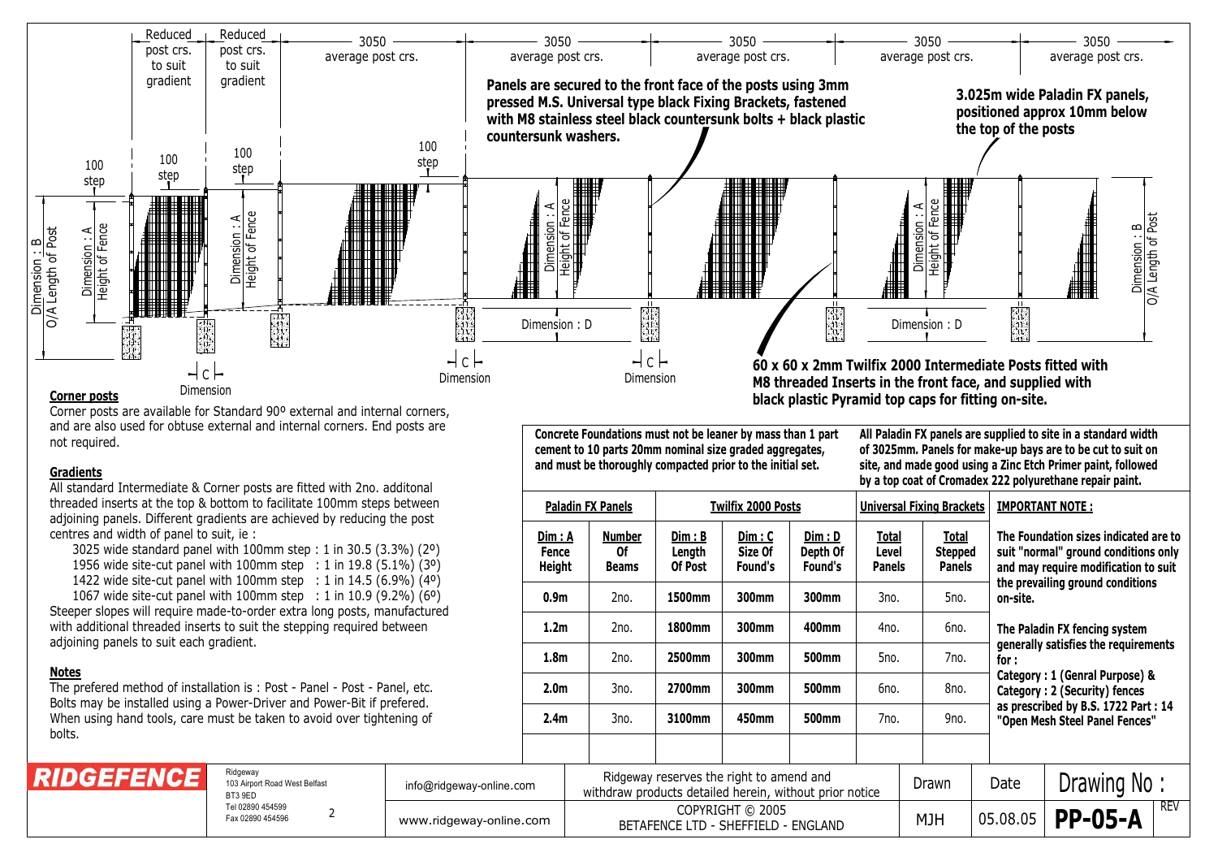Reduced post crs. to suit gradient

Reduced post crs. to suit gradient

3050 average post crs.

3050 average post crs.

3050 average post crs.

3050 average post crs.

3050 average post crs.

100 step

100 step

100 step

100 step

Dimension : B O/A Length of Post

Dimension : A Height of Fence

Dimension : A Height of Fence

Dimension : A Height of Fence

Dimension : A Height of Fence

Dimension : B O/A Length of Post

Dimension : D

Dimension : D

C Dimension

C Dimension

C Dimension

**Panels are secured to the front face of the posts using 3mm pressed M.S. Universal type black Fixing Brackets, fastened with M8 stainless steel black countersunk bolts + black plastic countersunk washers.**

**3.025m wide Paladin FX panels, positioned approx 10mm below the top of the posts**

**60 x 60 x 2mm Twilfix 2000 Intermediate Posts fitted with M8 threaded Inserts in the front face, and supplied with black plastic Pyramid top caps for fitting on-site.**

## Corner posts

Corner posts are available for Standard 90º external and internal corners, and are also used for obtuse external and internal corners. End posts are not required.

## Gradients

All standard Intermediate & Corner posts are fitted with 2no. additonal threaded inserts at the top & bottom to facilitate 100mm steps between adjoining panels. Different gradients are achieved by reducing the post centres and width of panel to suit, ie :

3025 wide standard panel with 100mm step : 1 in 30.5 (3.3%) (2º)
1956 wide site-cut panel with 100mm step : 1 in 19.8 (5.1%) (3º)
1422 wide site-cut panel with 100mm step : 1 in 14.5 (6.9%) (4º)
1067 wide site-cut panel with 100mm step : 1 in 10.9 (9.2%) (6º)

Steeper slopes will require made-to-order extra long posts, manufactured with additional threaded inserts to suit the stepping required between adjoining panels to suit each gradient.

## Notes

The prefered method of installation is : Post - Panel - Post - Panel, etc. Bolts may be installed using a Power-Driver and Power-Bit if prefered. When using hand tools, care must be taken to avoid over tightening of bolts.

**Concrete Foundations must not be leaner by mass than 1 part cement to 10 parts 20mm nominal size graded aggregates, and must be thoroughly compacted prior to the initial set.**

**All Paladin FX panels are supplied to site in a standard width of 3025mm. Panels for make-up bays are to be cut to suit on site, and made good using a Zinc Etch Primer paint, followed by a top coat of Cromadex 222 polyurethane repair paint.**

| Paladin FX Panels | | Twilfix 2000 Posts | | | Universal Fixing Brackets | |
|---|---|---|---|---|---|---|
| **Dim : A Fence Height** | **Number Of Beams** | **Dim : B Length Of Post** | **Dim : C Size Of Found's** | **Dim : D Depth Of Found's** | **Total Level Panels** | **Total Stepped Panels** |
| 0.9m | 2no. | 1500mm | 300mm | 300mm | 3no. | 5no. |
| 1.2m | 2no. | 1800mm | 300mm | 400mm | 4no. | 6no. |
| 1.8m | 2no. | 2500mm | 300mm | 500mm | 5no. | 7no. |
| 2.0m | 3no. | 2700mm | 300mm | 500mm | 6no. | 8no. |
| 2.4m | 3no. | 3100mm | 450mm | 500mm | 7no. | 9no. |

**IMPORTANT NOTE :**

**The Foundation sizes indicated are to suit "normal" ground conditions only and may require modification to suit the prevailing ground conditions on-site.**

**The Paladin FX fencing system generally satisfies the requirements for :**
**Category : 1 (Genral Purpose) &**
**Category : 2 (Security) fences**
**as prescribed by B.S. 1722 Part : 14 "Open Mesh Steel Panel Fences"**

RIDGEFENCE

Ridgeway
103 Airport Road West Belfast
BT3 9ED
Tel 02890 454599
Fax 02890 454596

info@ridgeway-online.com

www.ridgeway-online.com

Ridgeway reserves the right to amend and withdraw products detailed herein, without prior notice

COPYRIGHT © 2005
BETAFENCE LTD - SHEFFIELD - ENGLAND

| Drawn | Date | Drawing No : | REV |
|---|---|---|---|
| MJH | 05.08.05 | **PP-05-A** | |